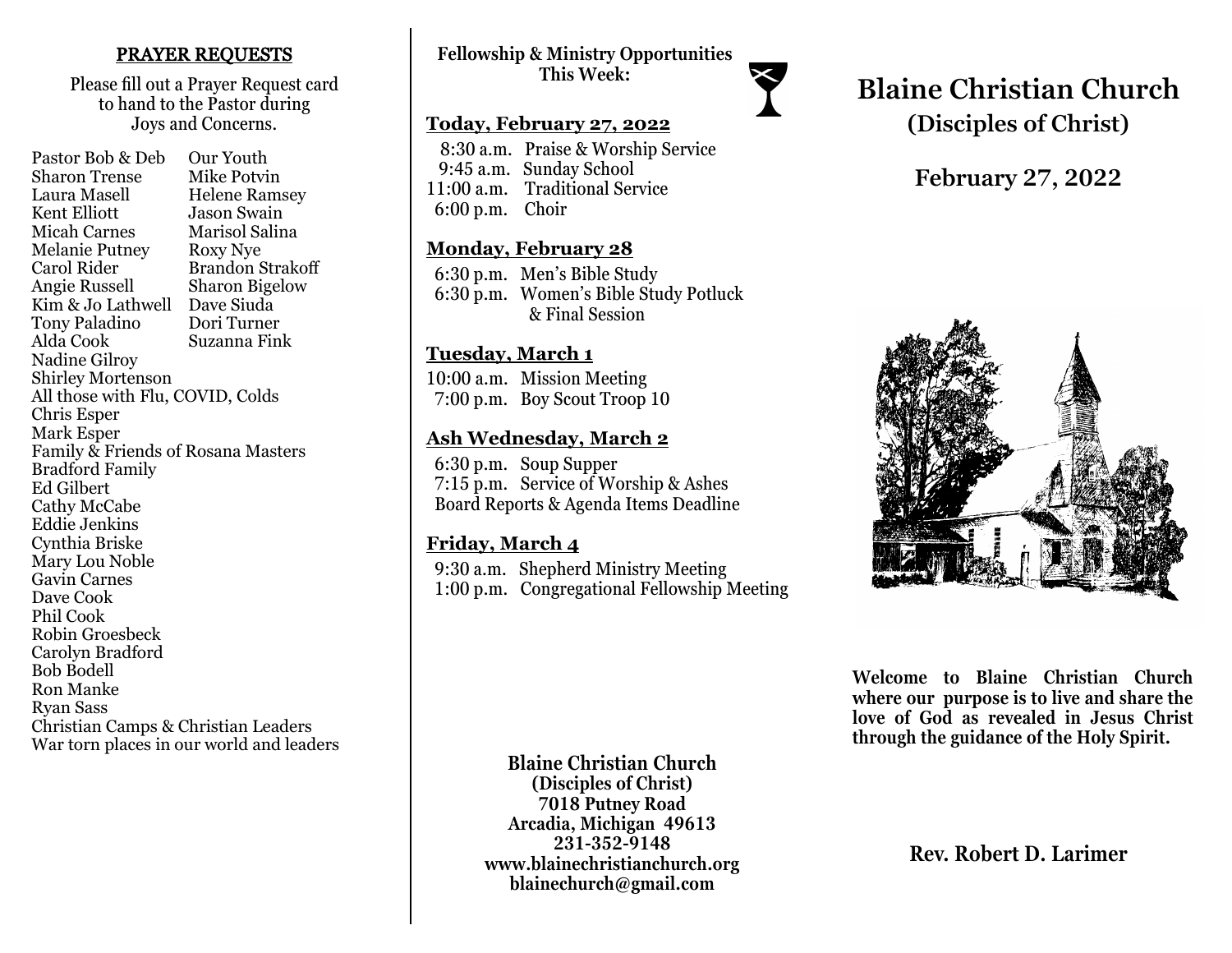## PRAYER REQUESTS

Please fill out a Prayer Request card to hand to the Pastor during Joys and Concerns.

- Pastor Bob & Deb
- Sharon Trense
- Laura Masell
- Kent Elliott
- Micah Carnes
- Melanie Putney
- Carol Rider
- Angie Russell
- Kim & Jo Lathwell
- Tony Paladino
- Alda Cook
- Our Youth
- Mike Potvin
- Helene Ramsey
- Jason Swain
- Marisol Salina
- Roxy Nye
- Brandon Strakoff
- Sharon Bigelow
- Dave Siuda
- Dori Turner
- Suzanna Fink
- Nadine Gilroy
- Shirley Mortenson
- All those with Flu, COVID, Colds
- Chris Esper
- Mark Esper
- Family & Friends of Rosana Masters
- Bradford Family
- Ed Gilbert
- Cathy McCabe
- Eddie Jenkins
- Cynthia Briske
- Mary Lou Noble
- Gavin Carnes
- Dave Cook
- Phil Cook
- Robin Groesbeck
- Carolyn Bradford
- Bob Bodell
- Ron Manke
- Ryan Sass
- Christian Camps & Christian Leaders
- War torn places in our world and leaders

**Fellowship & Ministry Opportunities This Week:**

### Today, February 27, 2022

8:30 a.m. Praise & Worship Service
9:45 a.m. Sunday School
11:00 a.m. Traditional Service
6:00 p.m. Choir

### Monday, February 28

6:30 p.m. Men's Bible Study
6:30 p.m. Women's Bible Study Potluck & Final Session

### Tuesday, March 1

10:00 a.m. Mission Meeting
7:00 p.m. Boy Scout Troop 10

### Ash Wednesday, March 2

6:30 p.m. Soup Supper
7:15 p.m. Service of Worship & Ashes
Board Reports & Agenda Items Deadline

### Friday, March 4

9:30 a.m. Shepherd Ministry Meeting
1:00 p.m. Congregational Fellowship Meeting

**Blaine Christian Church**
**(Disciples of Christ)**
**7018 Putney Road**
**Arcadia, Michigan 49613**
**231-352-9148**
**www.blainechristianchurch.org**
**blainechurch@gmail.com**

# Blaine Christian Church

## (Disciples of Christ)

## February 27, 2022

**Welcome to Blaine Christian Church where our purpose is to live and share the love of God as revealed in Jesus Christ through the guidance of the Holy Spirit.**

**Rev. Robert D. Larimer**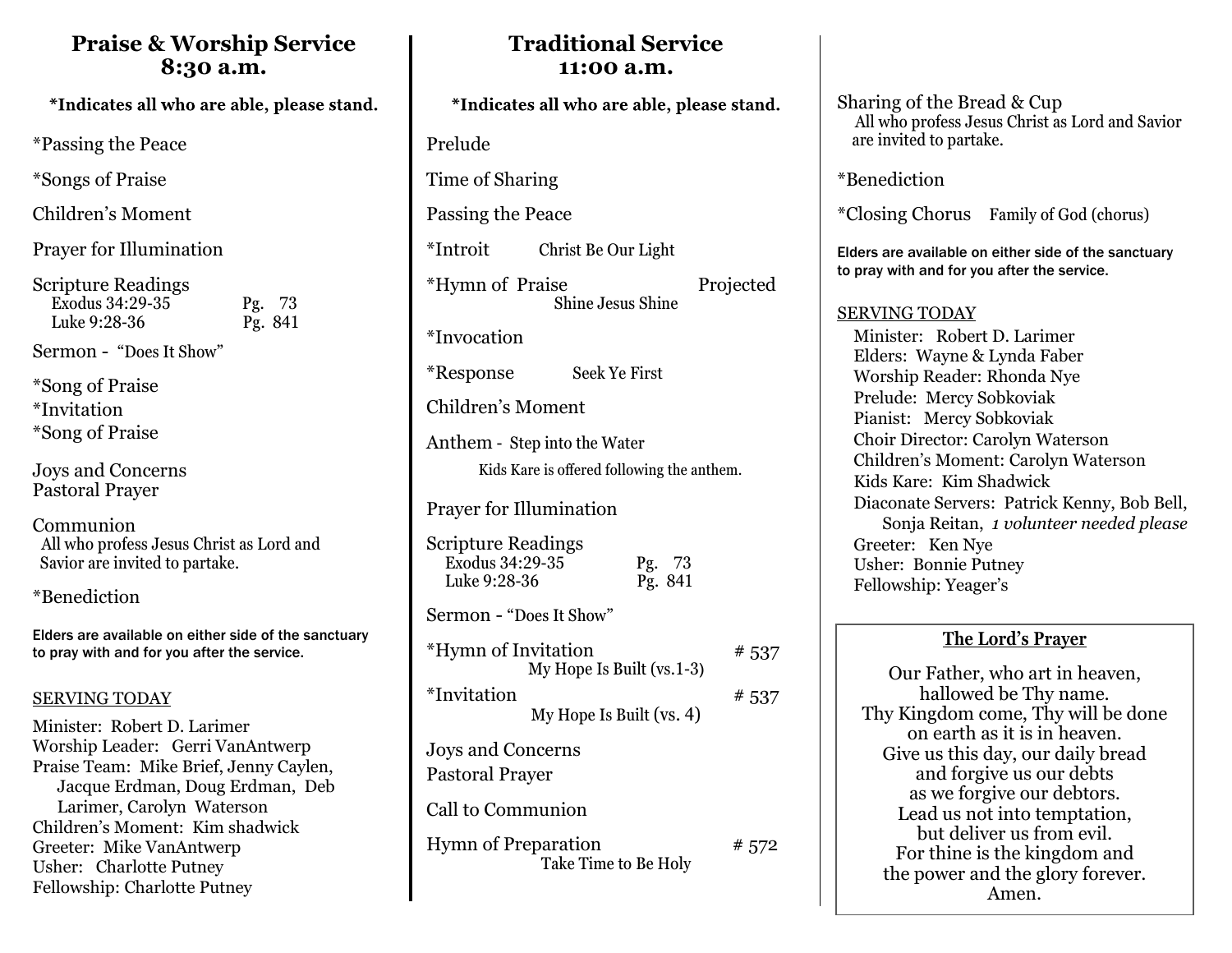## Praise & Worship Service 8:30 a.m.

**\*Indicates all who are able, please stand.**

\*Passing the Peace

\*Songs of Praise

Children's Moment

Prayer for Illumination

Scripture Readings
Exodus 34:29-35 Pg. 73
Luke 9:28-36 Pg. 841

Sermon - "Does It Show"

\*Song of Praise
\*Invitation
\*Song of Praise

Joys and Concerns
Pastoral Prayer

Communion
All who profess Jesus Christ as Lord and Savior are invited to partake.

\*Benediction

**Elders are available on either side of the sanctuary to pray with and for you after the service.**

SERVING TODAY

Minister: Robert D. Larimer
Worship Leader: Gerri VanAntwerp
Praise Team: Mike Brief, Jenny Caylen, Jacque Erdman, Doug Erdman, Deb Larimer, Carolyn Waterson
Children's Moment: Kim shadwick
Greeter: Mike VanAntwerp
Usher: Charlotte Putney
Fellowship: Charlotte Putney

## Traditional Service 11:00 a.m.

**\*Indicates all who are able, please stand.**

Prelude

Time of Sharing

Passing the Peace

\*Introit Christ Be Our Light

\*Hymn of Praise Projected
Shine Jesus Shine

\*Invocation

\*Response Seek Ye First

Children's Moment

Anthem - Step into the Water
Kids Kare is offered following the anthem.

Prayer for Illumination

Scripture Readings
Exodus 34:29-35 Pg. 73
Luke 9:28-36 Pg. 841

Sermon - "Does It Show"

\*Hymn of Invitation # 537
My Hope Is Built (vs.1-3)

\*Invitation # 537
My Hope Is Built (vs. 4)

Joys and Concerns

Pastoral Prayer

Call to Communion

Hymn of Preparation # 572
Take Time to Be Holy

Sharing of the Bread & Cup
All who profess Jesus Christ as Lord and Savior are invited to partake.

\*Benediction

\*Closing Chorus Family of God (chorus)

**Elders are available on either side of the sanctuary to pray with and for you after the service.**

SERVING TODAY

Minister: Robert D. Larimer
Elders: Wayne & Lynda Faber
Worship Reader: Rhonda Nye
Prelude: Mercy Sobkoviak
Pianist: Mercy Sobkoviak
Choir Director: Carolyn Waterson
Children's Moment: Carolyn Waterson
Kids Kare: Kim Shadwick
Diaconate Servers: Patrick Kenny, Bob Bell, Sonja Reitan, *1 volunteer needed please*
Greeter: Ken Nye
Usher: Bonnie Putney
Fellowship: Yeager's

### The Lord's Prayer

Our Father, who art in heaven,
hallowed be Thy name.
Thy Kingdom come, Thy will be done
on earth as it is in heaven.
Give us this day, our daily bread
and forgive us our debts
as we forgive our debtors.
Lead us not into temptation,
but deliver us from evil.
For thine is the kingdom and
the power and the glory forever.
Amen.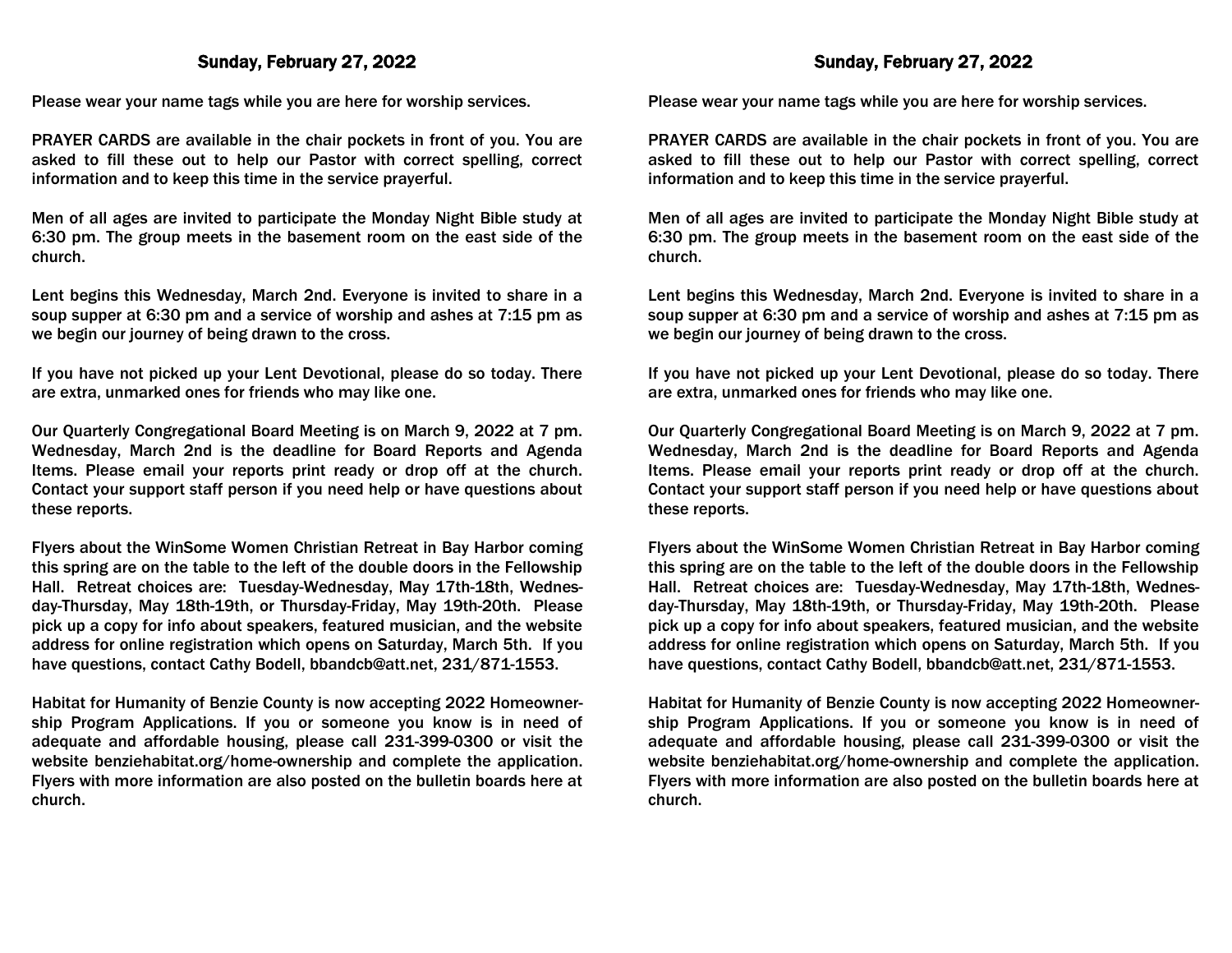## Sunday, February 27, 2022

Please wear your name tags while you are here for worship services.

PRAYER CARDS are available in the chair pockets in front of you. You are asked to fill these out to help our Pastor with correct spelling, correct information and to keep this time in the service prayerful.

Men of all ages are invited to participate the Monday Night Bible study at 6:30 pm. The group meets in the basement room on the east side of the church.

Lent begins this Wednesday, March 2nd. Everyone is invited to share in a soup supper at 6:30 pm and a service of worship and ashes at 7:15 pm as we begin our journey of being drawn to the cross.

If you have not picked up your Lent Devotional, please do so today. There are extra, unmarked ones for friends who may like one.

Our Quarterly Congregational Board Meeting is on March 9, 2022 at 7 pm. Wednesday, March 2nd is the deadline for Board Reports and Agenda Items. Please email your reports print ready or drop off at the church. Contact your support staff person if you need help or have questions about these reports.

Flyers about the WinSome Women Christian Retreat in Bay Harbor coming this spring are on the table to the left of the double doors in the Fellowship Hall. Retreat choices are: Tuesday-Wednesday, May 17th-18th, Wednesday-Thursday, May 18th-19th, or Thursday-Friday, May 19th-20th. Please pick up a copy for info about speakers, featured musician, and the website address for online registration which opens on Saturday, March 5th. If you have questions, contact Cathy Bodell, bbandcb@att.net, 231/871-1553.

Habitat for Humanity of Benzie County is now accepting 2022 Homeownership Program Applications. If you or someone you know is in need of adequate and affordable housing, please call 231-399-0300 or visit the website benziehabitat.org/home-ownership and complete the application. Flyers with more information are also posted on the bulletin boards here at church.

## Sunday, February 27, 2022

Please wear your name tags while you are here for worship services.

PRAYER CARDS are available in the chair pockets in front of you. You are asked to fill these out to help our Pastor with correct spelling, correct information and to keep this time in the service prayerful.

Men of all ages are invited to participate the Monday Night Bible study at 6:30 pm. The group meets in the basement room on the east side of the church.

Lent begins this Wednesday, March 2nd. Everyone is invited to share in a soup supper at 6:30 pm and a service of worship and ashes at 7:15 pm as we begin our journey of being drawn to the cross.

If you have not picked up your Lent Devotional, please do so today. There are extra, unmarked ones for friends who may like one.

Our Quarterly Congregational Board Meeting is on March 9, 2022 at 7 pm. Wednesday, March 2nd is the deadline for Board Reports and Agenda Items. Please email your reports print ready or drop off at the church. Contact your support staff person if you need help or have questions about these reports.

Flyers about the WinSome Women Christian Retreat in Bay Harbor coming this spring are on the table to the left of the double doors in the Fellowship Hall. Retreat choices are: Tuesday-Wednesday, May 17th-18th, Wednesday-Thursday, May 18th-19th, or Thursday-Friday, May 19th-20th. Please pick up a copy for info about speakers, featured musician, and the website address for online registration which opens on Saturday, March 5th. If you have questions, contact Cathy Bodell, bbandcb@att.net, 231/871-1553.

Habitat for Humanity of Benzie County is now accepting 2022 Homeownership Program Applications. If you or someone you know is in need of adequate and affordable housing, please call 231-399-0300 or visit the website benziehabitat.org/home-ownership and complete the application. Flyers with more information are also posted on the bulletin boards here at church.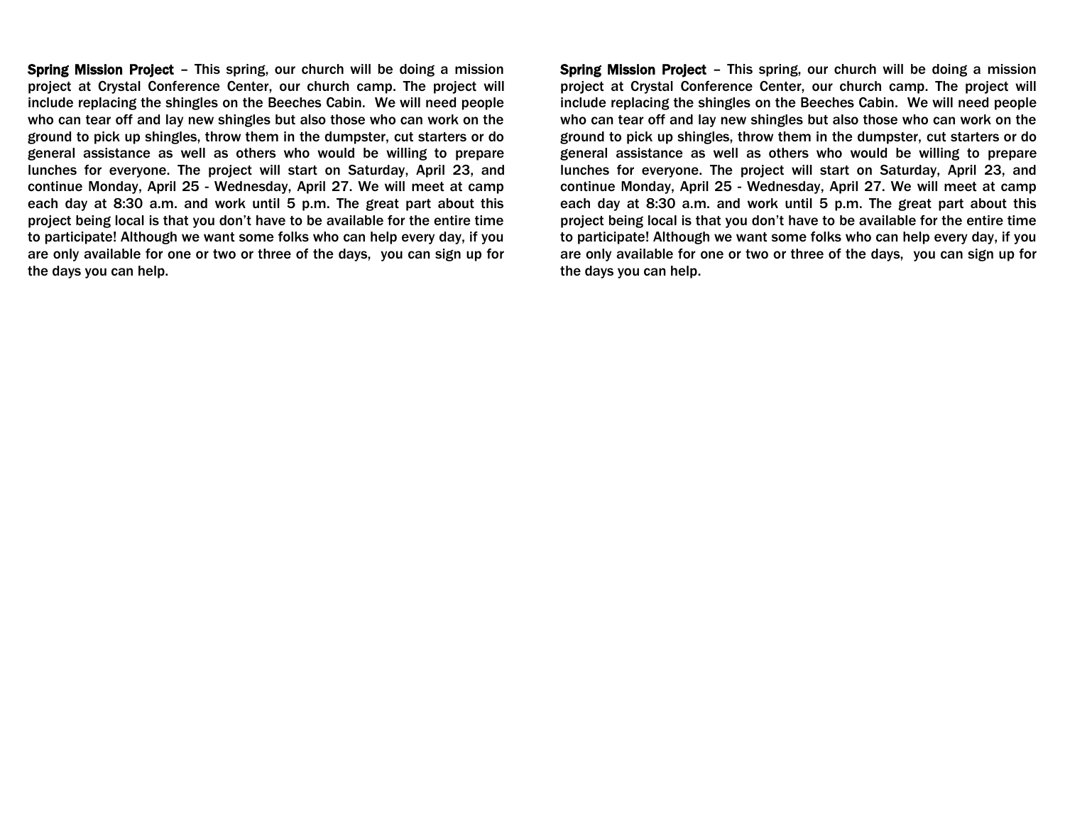**Spring Mission Project** – This spring, our church will be doing a mission project at Crystal Conference Center, our church camp. The project will include replacing the shingles on the Beeches Cabin. We will need people who can tear off and lay new shingles but also those who can work on the ground to pick up shingles, throw them in the dumpster, cut starters or do general assistance as well as others who would be willing to prepare lunches for everyone. The project will start on Saturday, April 23, and continue Monday, April 25 - Wednesday, April 27. We will meet at camp each day at 8:30 a.m. and work until 5 p.m. The great part about this project being local is that you don't have to be available for the entire time to participate! Although we want some folks who can help every day, if you are only available for one or two or three of the days, you can sign up for the days you can help.

**Spring Mission Project** – This spring, our church will be doing a mission project at Crystal Conference Center, our church camp. The project will include replacing the shingles on the Beeches Cabin. We will need people who can tear off and lay new shingles but also those who can work on the ground to pick up shingles, throw them in the dumpster, cut starters or do general assistance as well as others who would be willing to prepare lunches for everyone. The project will start on Saturday, April 23, and continue Monday, April 25 - Wednesday, April 27. We will meet at camp each day at 8:30 a.m. and work until 5 p.m. The great part about this project being local is that you don't have to be available for the entire time to participate! Although we want some folks who can help every day, if you are only available for one or two or three of the days, you can sign up for the days you can help.